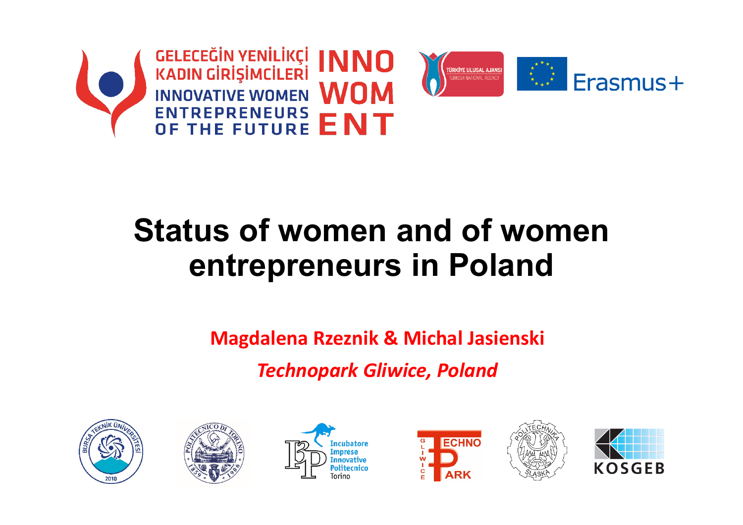GELECEĞİN YENİLİKÇİ KADIN GİRİŞİMCİLERİ

INNOVATIVE WOMEN ENTREPRENEURS OF THE FUTURE

INNO WOM ENT

TÜRKİYE ULUSAL AJANSI
TURKISH NATIONAL AGENCY

Erasmus+

# Status of women and of women entrepreneurs in Poland

**Magdalena Rzeznik & Michal Jasienski**

***Technopark Gliwice, Poland***

Incubatore Imprese Innovative Politecnico Torino

TECHNO PARK GLIWICE

KOSGEB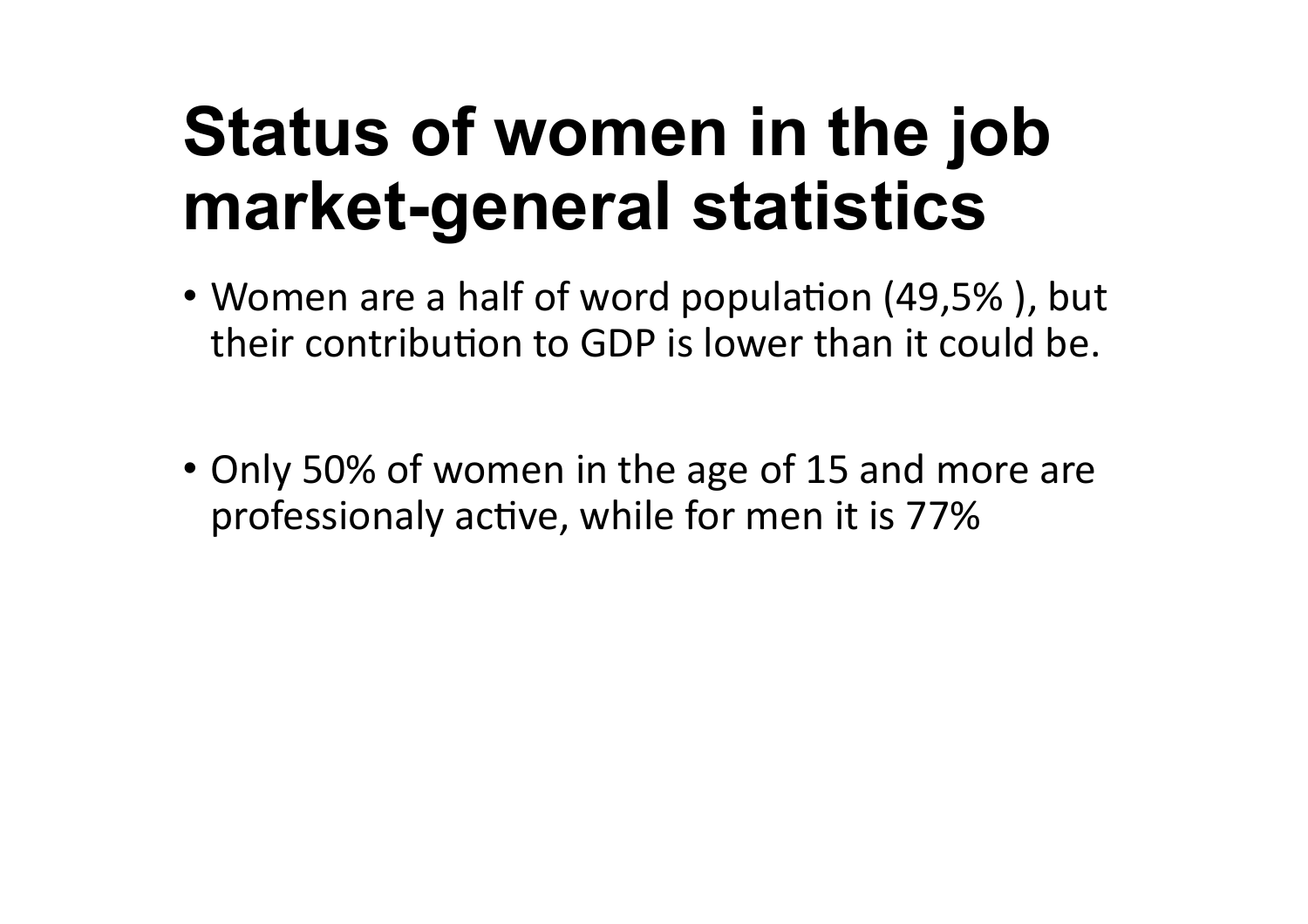# Status of women in the job market-general statistics

- Women are a half of word population (49,5% ), but their contribution to GDP is lower than it could be.

- Only 50% of women in the age of 15 and more are professionaly active, while for men it is 77%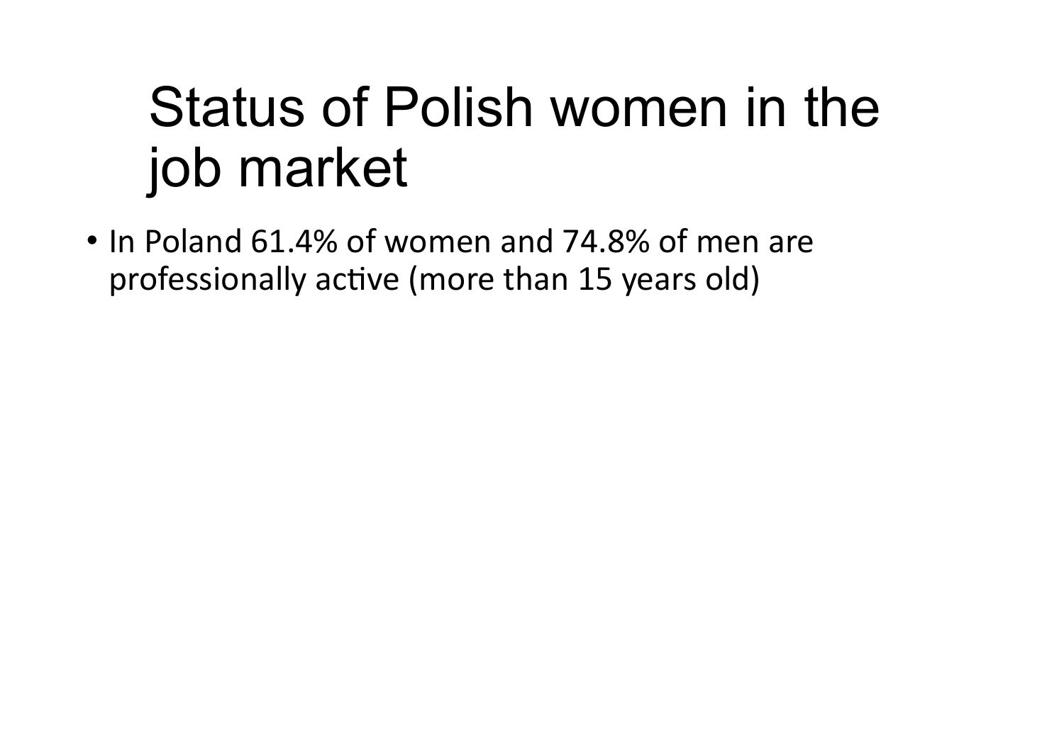# Status of Polish women in the job market

- In Poland 61.4% of women and 74.8% of men are professionally active (more than 15 years old)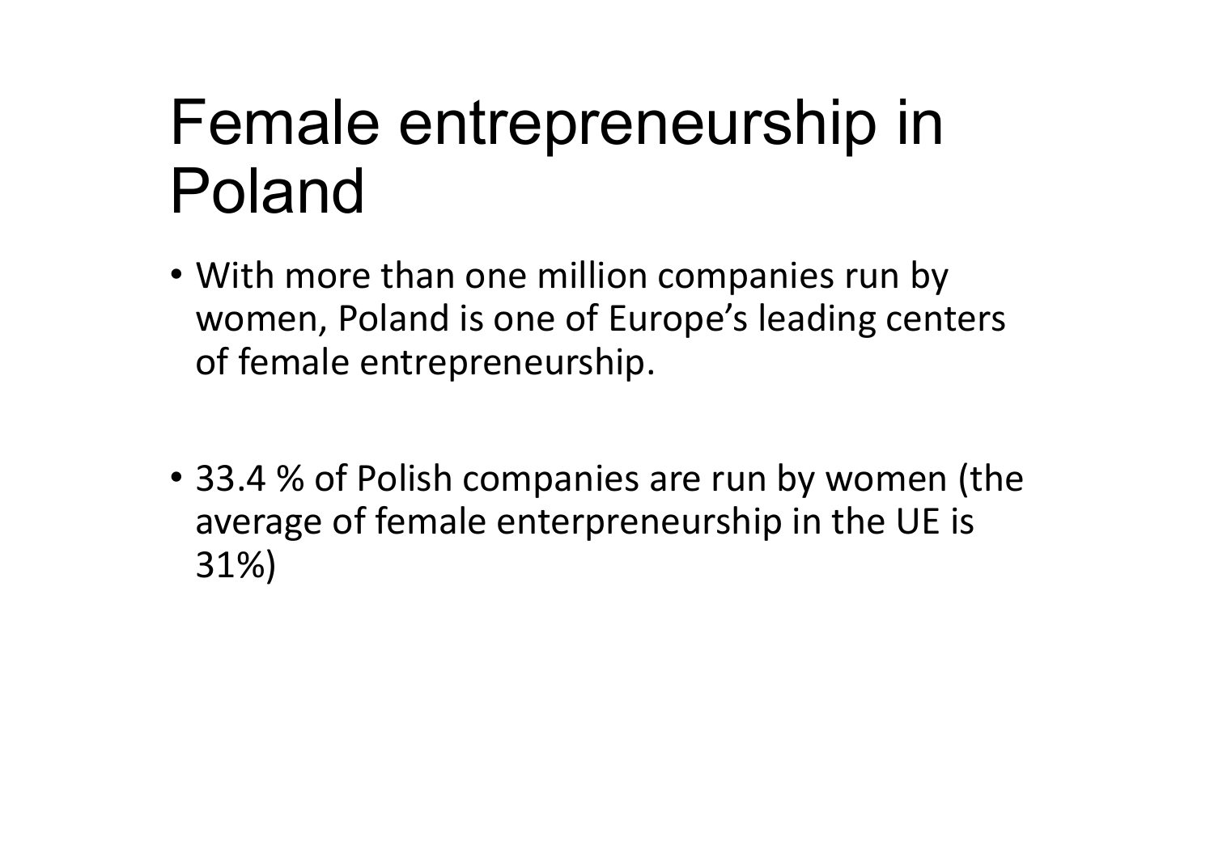# Female entrepreneurship in Poland

- With more than one million companies run by women, Poland is one of Europe's leading centers of female entrepreneurship.

- 33.4 % of Polish companies are run by women (the average of female enterpreneurship in the UE is 31%)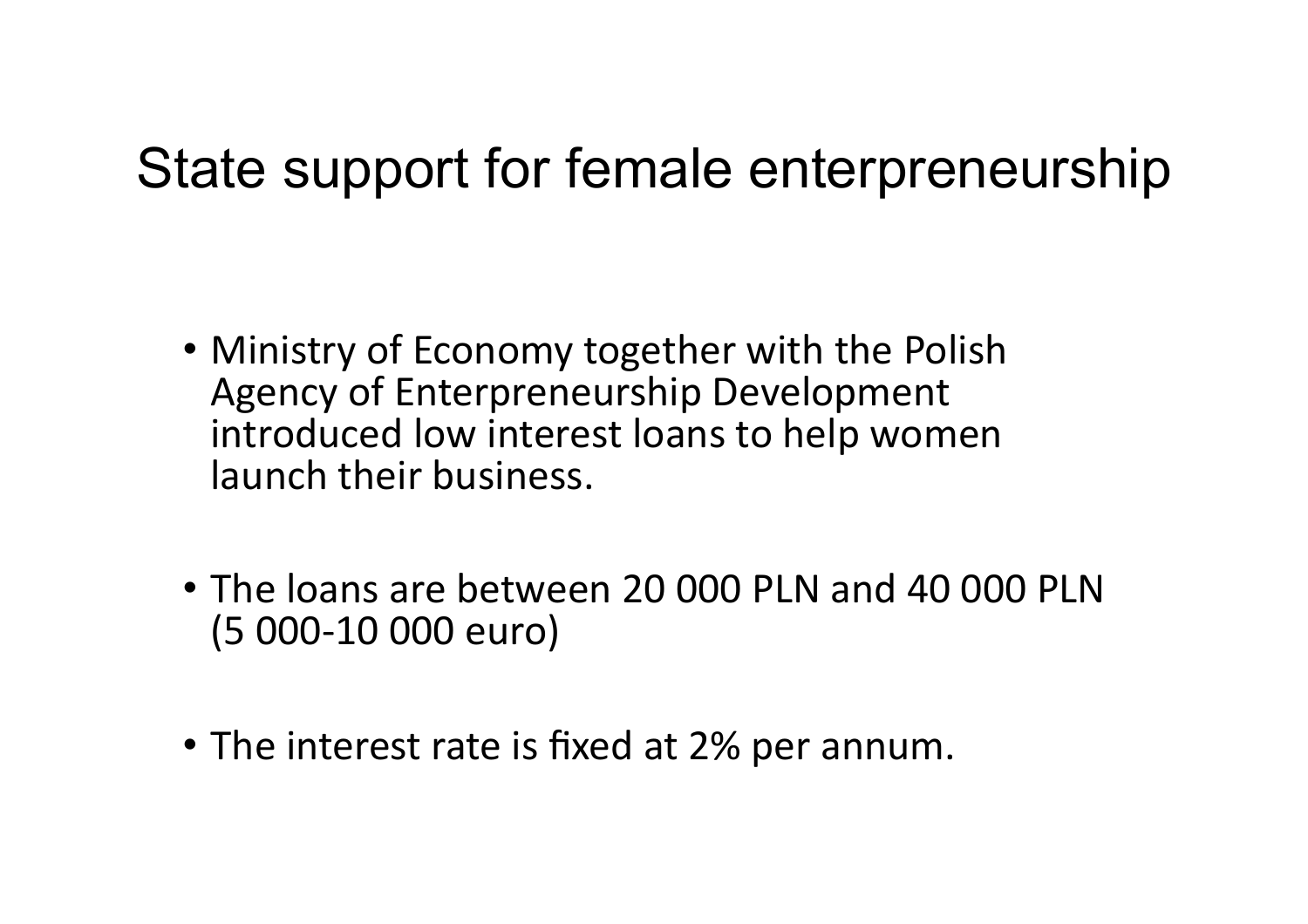# State support for female enterpreneurship

- Ministry of Economy together with the Polish Agency of Enterpreneurship Development introduced low interest loans to help women launch their business.
- The loans are between 20 000 PLN and 40 000 PLN (5 000-10 000 euro)
- The interest rate is fixed at 2% per annum.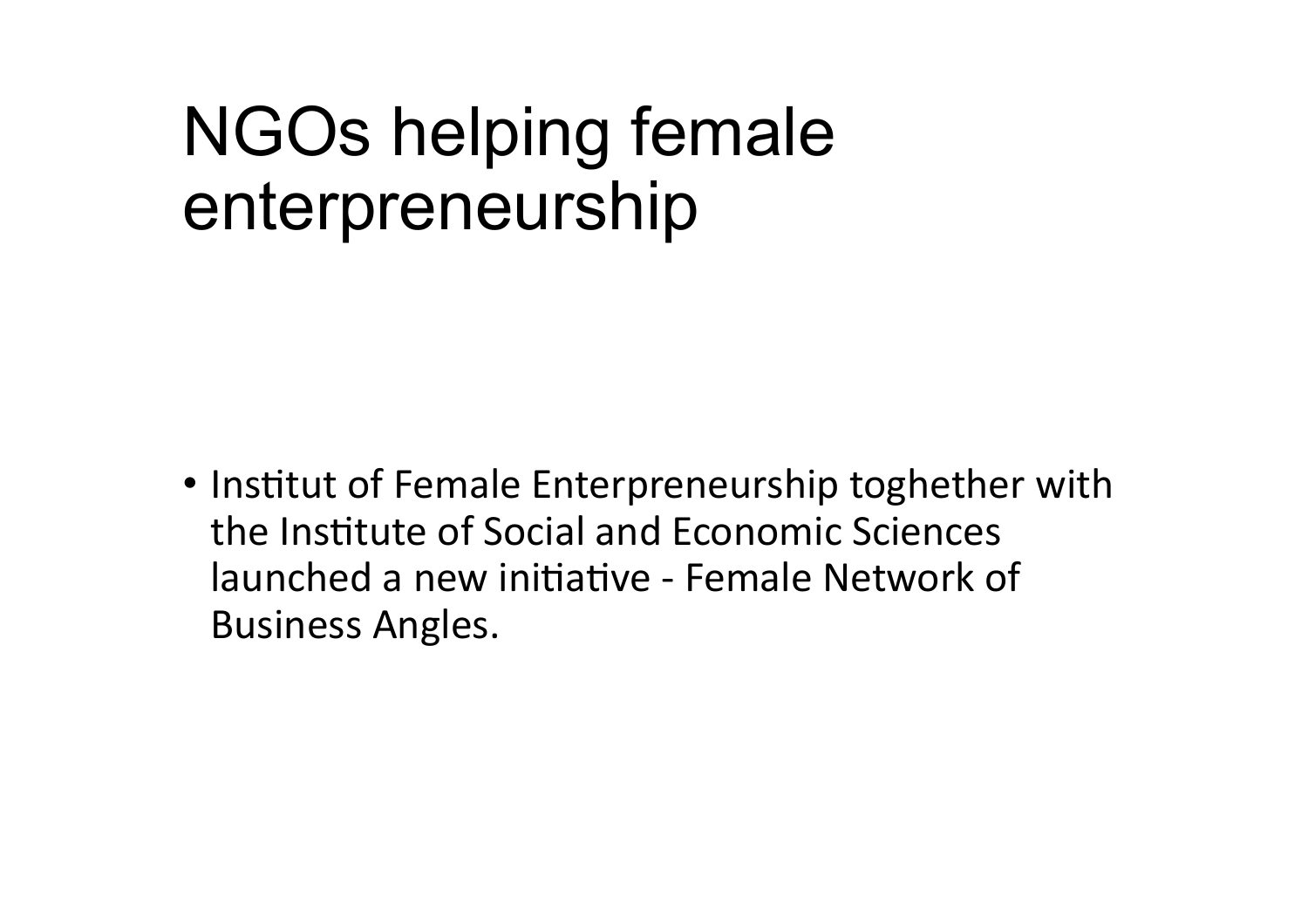# NGOs helping female enterpreneurship

- Institut of Female Enterpreneurship toghether with the Institute of Social and Economic Sciences launched a new initiative - Female Network of Business Angles.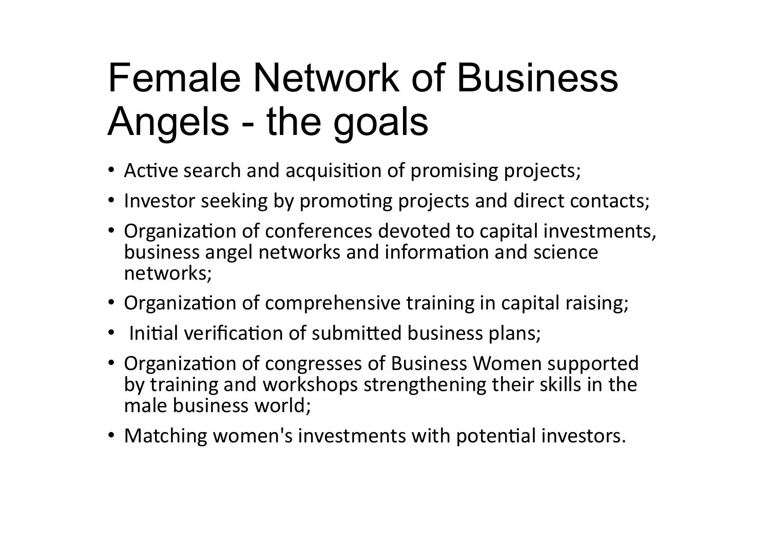# Female Network of Business Angels - the goals

- Active search and acquisition of promising projects;
- Investor seeking by promoting projects and direct contacts;
- Organization of conferences devoted to capital investments, business angel networks and information and science networks;
- Organization of comprehensive training in capital raising;
- Initial verification of submitted business plans;
- Organization of congresses of Business Women supported by training and workshops strengthening their skills in the male business world;
- Matching women's investments with potential investors.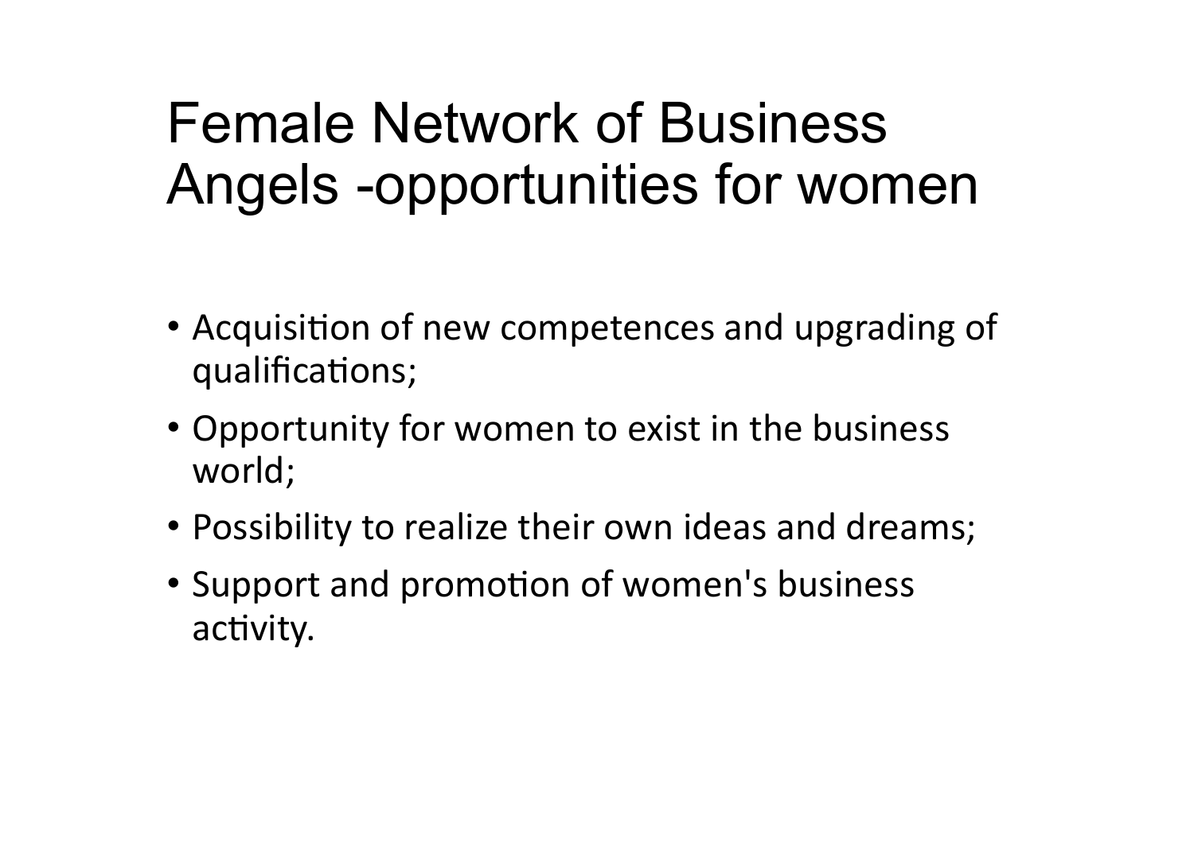# Female Network of Business Angels -opportunities for women

- Acquisition of new competences and upgrading of qualifications;
- Opportunity for women to exist in the business world;
- Possibility to realize their own ideas and dreams;
- Support and promotion of women's business activity.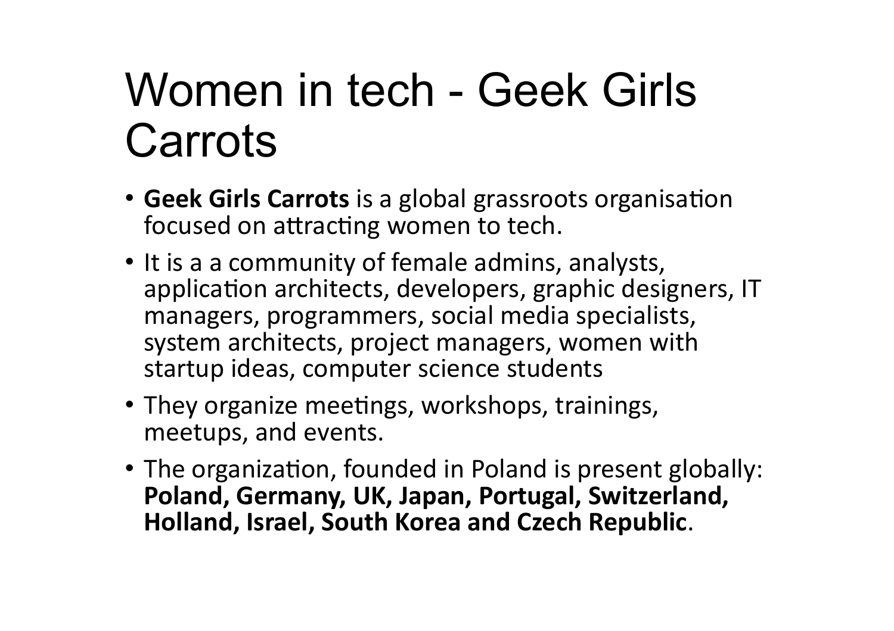# Women in tech - Geek Girls Carrots

- **Geek Girls Carrots** is a global grassroots organisation focused on attracting women to tech.
- It is a a community of female admins, analysts, application architects, developers, graphic designers, IT managers, programmers, social media specialists, system architects, project managers, women with startup ideas, computer science students
- They organize meetings, workshops, trainings, meetups, and events.
- The organization, founded in Poland is present globally: **Poland, Germany, UK, Japan, Portugal, Switzerland, Holland, Israel, South Korea and Czech Republic**.